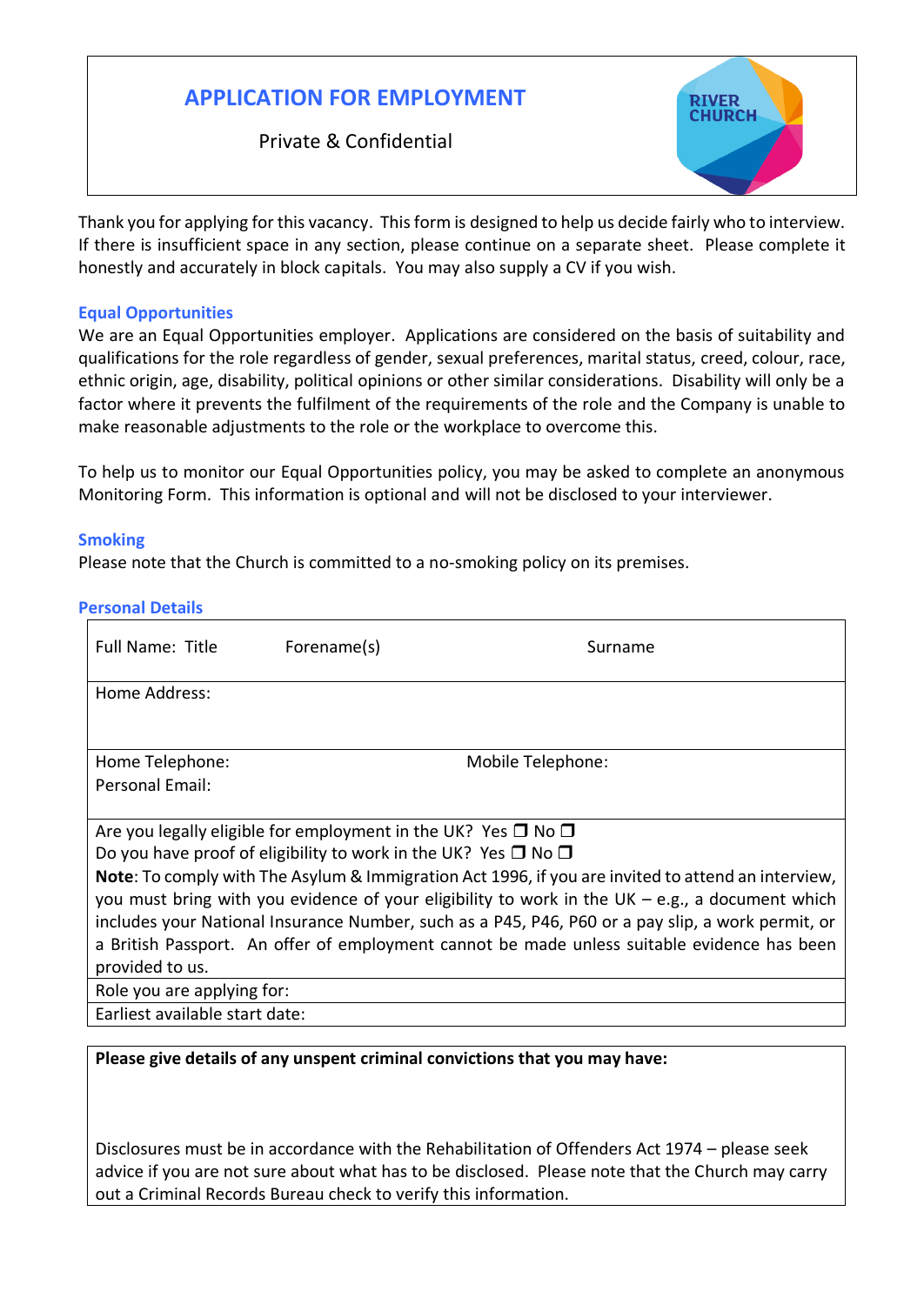# APPLICATION FOR EMPLOYMENT

Private & Confidential

RIVER CHURCH

Thank you for applying for this vacancy. This form is designed to help us decide fairly who to interview. If there is insufficient space in any section, please continue on a separate sheet. Please complete it honestly and accurately in block capitals. You may also supply a CV if you wish.

## Equal Opportunities

We are an Equal Opportunities employer. Applications are considered on the basis of suitability and qualifications for the role regardless of gender, sexual preferences, marital status, creed, colour, race, ethnic origin, age, disability, political opinions or other similar considerations. Disability will only be a factor where it prevents the fulfilment of the requirements of the role and the Company is unable to make reasonable adjustments to the role or the workplace to overcome this.

To help us to monitor our Equal Opportunities policy, you may be asked to complete an anonymous Monitoring Form. This information is optional and will not be disclosed to your interviewer.

## Smoking

Please note that the Church is committed to a no-smoking policy on its premises.

## Personal Details

| Full Name: Title | Forename(s) | Surname |
|---|---|---|
| Home Address: | | |
| Home Telephone: | Mobile Telephone: | |
| Personal Email: | | |

Are you legally eligible for employment in the UK? Yes ❐ No ❐

Do you have proof of eligibility to work in the UK? Yes ❐ No ❐

**Note**: To comply with The Asylum & Immigration Act 1996, if you are invited to attend an interview, you must bring with you evidence of your eligibility to work in the UK – e.g., a document which includes your National Insurance Number, such as a P45, P46, P60 or a pay slip, a work permit, or a British Passport. An offer of employment cannot be made unless suitable evidence has been provided to us.

Role you are applying for:

Earliest available start date:

**Please give details of any unspent criminal convictions that you may have:**

Disclosures must be in accordance with the Rehabilitation of Offenders Act 1974 – please seek advice if you are not sure about what has to be disclosed. Please note that the Church may carry out a Criminal Records Bureau check to verify this information.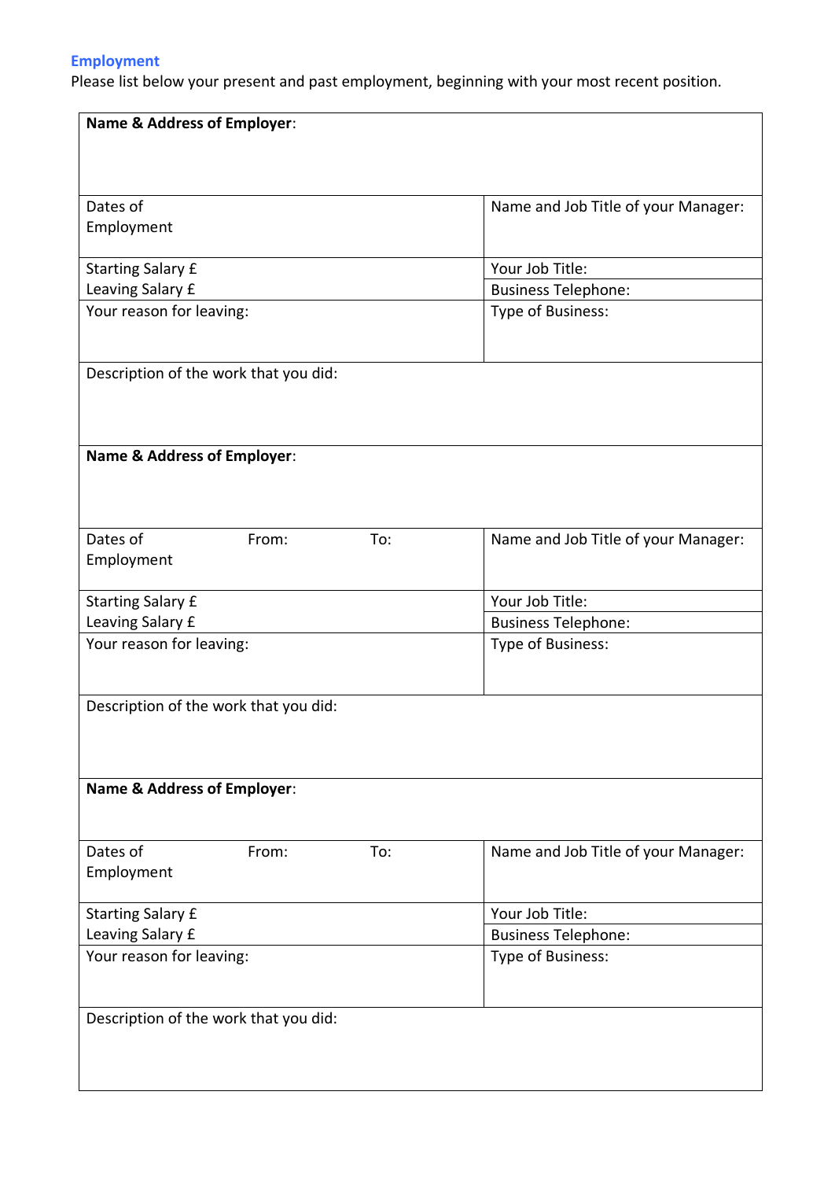## Employment

Please list below your present and past employment, beginning with your most recent position.

| | |
|---|---|
| **Name & Address of Employer**: | |
| Dates of Employment | Name and Job Title of your Manager: |
| Starting Salary £<br>Leaving Salary £ | Your Job Title:<br>Business Telephone: |
| Your reason for leaving: | Type of Business: |
| Description of the work that you did: | |

| | |
|---|---|
| **Name & Address of Employer**: | |
| Dates of Employment From: To: | Name and Job Title of your Manager: |
| Starting Salary £<br>Leaving Salary £ | Your Job Title:<br>Business Telephone: |
| Your reason for leaving: | Type of Business: |
| Description of the work that you did: | |

| | |
|---|---|
| **Name & Address of Employer**: | |
| Dates of Employment From: To: | Name and Job Title of your Manager: |
| Starting Salary £<br>Leaving Salary £ | Your Job Title:<br>Business Telephone: |
| Your reason for leaving: | Type of Business: |
| Description of the work that you did: | |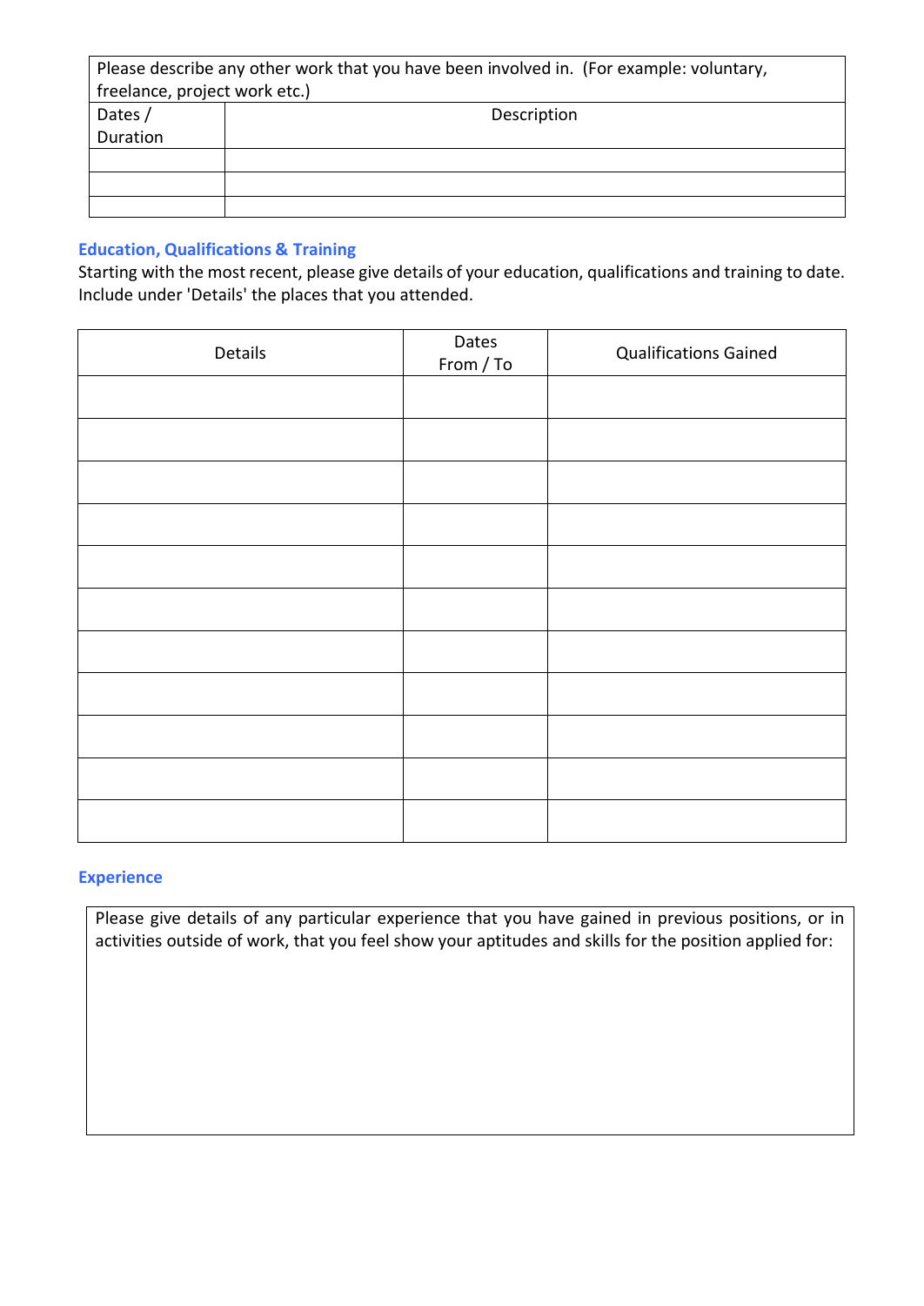| Please describe any other work that you have been involved in. (For example: voluntary, freelance, project work etc.) | |
|---|---|
| Dates / Duration | Description |
| | |
| | |
| | |

## Education, Qualifications & Training

Starting with the most recent, please give details of your education, qualifications and training to date. Include under 'Details' the places that you attended.

| Details | Dates From / To | Qualifications Gained |
|---|---|---|
| | | |
| | | |
| | | |
| | | |
| | | |
| | | |
| | | |
| | | |
| | | |
| | | |
| | | |

## Experience

| Please give details of any particular experience that you have gained in previous positions, or in activities outside of work, that you feel show your aptitudes and skills for the position applied for: |
|---|
| |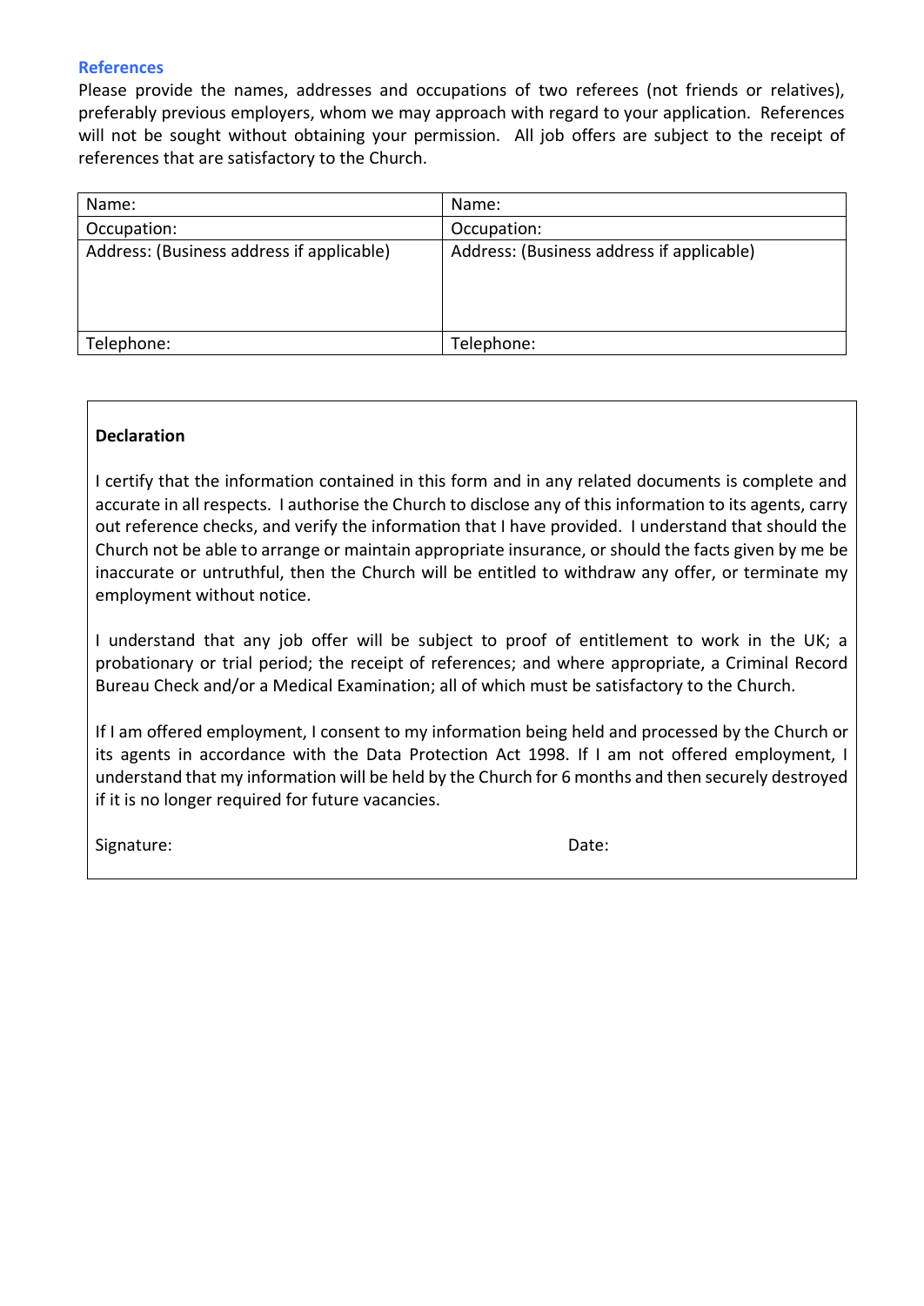## References

Please provide the names, addresses and occupations of two referees (not friends or relatives), preferably previous employers, whom we may approach with regard to your application. References will not be sought without obtaining your permission. All job offers are subject to the receipt of references that are satisfactory to the Church.

| | |
|---|---|
| Name: | Name: |
| Occupation: | Occupation: |
| Address: (Business address if applicable) | Address: (Business address if applicable) |
| Telephone: | Telephone: |

**Declaration**

I certify that the information contained in this form and in any related documents is complete and accurate in all respects. I authorise the Church to disclose any of this information to its agents, carry out reference checks, and verify the information that I have provided. I understand that should the Church not be able to arrange or maintain appropriate insurance, or should the facts given by me be inaccurate or untruthful, then the Church will be entitled to withdraw any offer, or terminate my employment without notice.

I understand that any job offer will be subject to proof of entitlement to work in the UK; a probationary or trial period; the receipt of references; and where appropriate, a Criminal Record Bureau Check and/or a Medical Examination; all of which must be satisfactory to the Church.

If I am offered employment, I consent to my information being held and processed by the Church or its agents in accordance with the Data Protection Act 1998. If I am not offered employment, I understand that my information will be held by the Church for 6 months and then securely destroyed if it is no longer required for future vacancies.

Signature: Date: